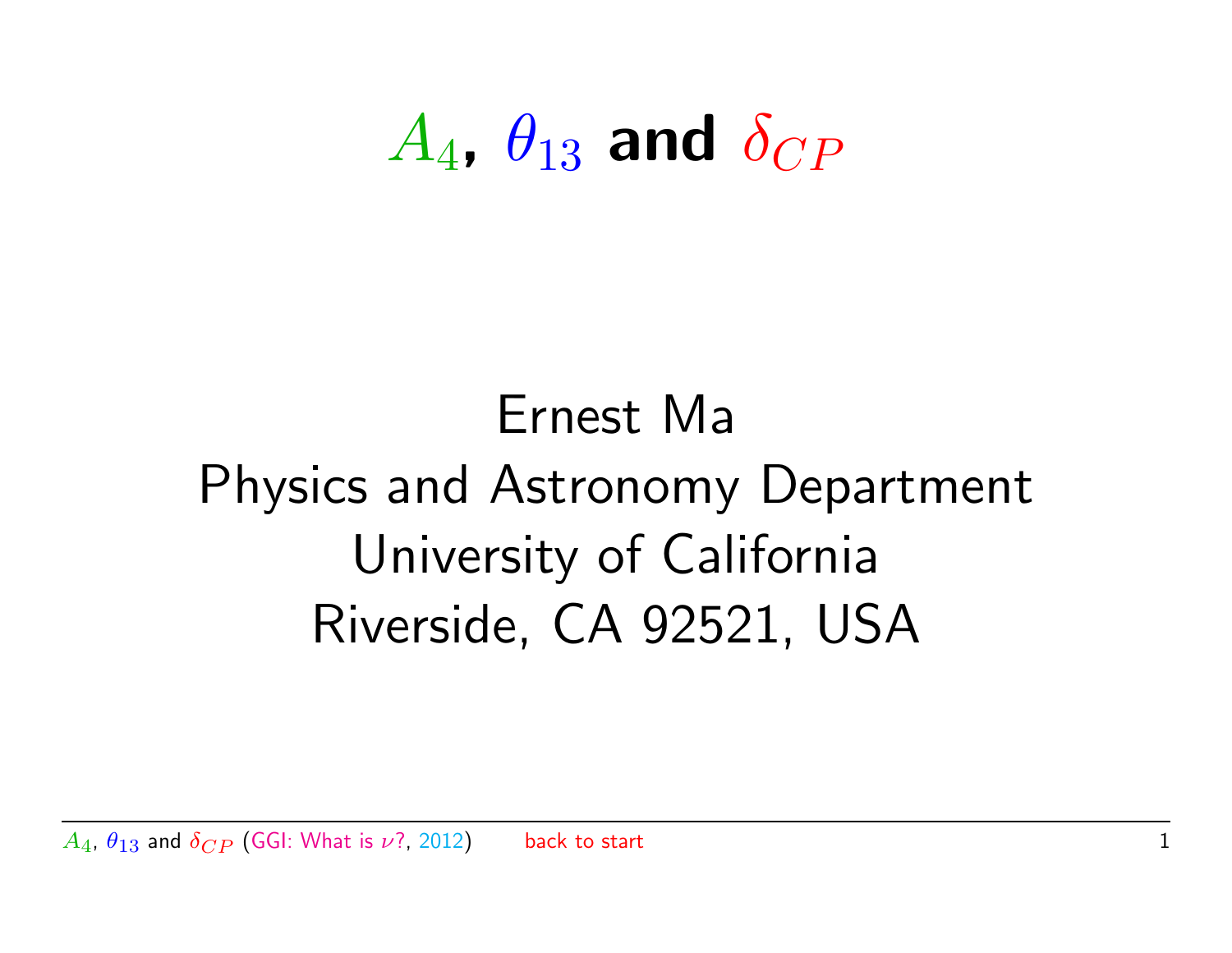# $A_4$, $\theta_{13}$ and $\delta_{CP}$

Ernest Ma
Physics and Astronomy Department
University of California
Riverside, CA 92521, USA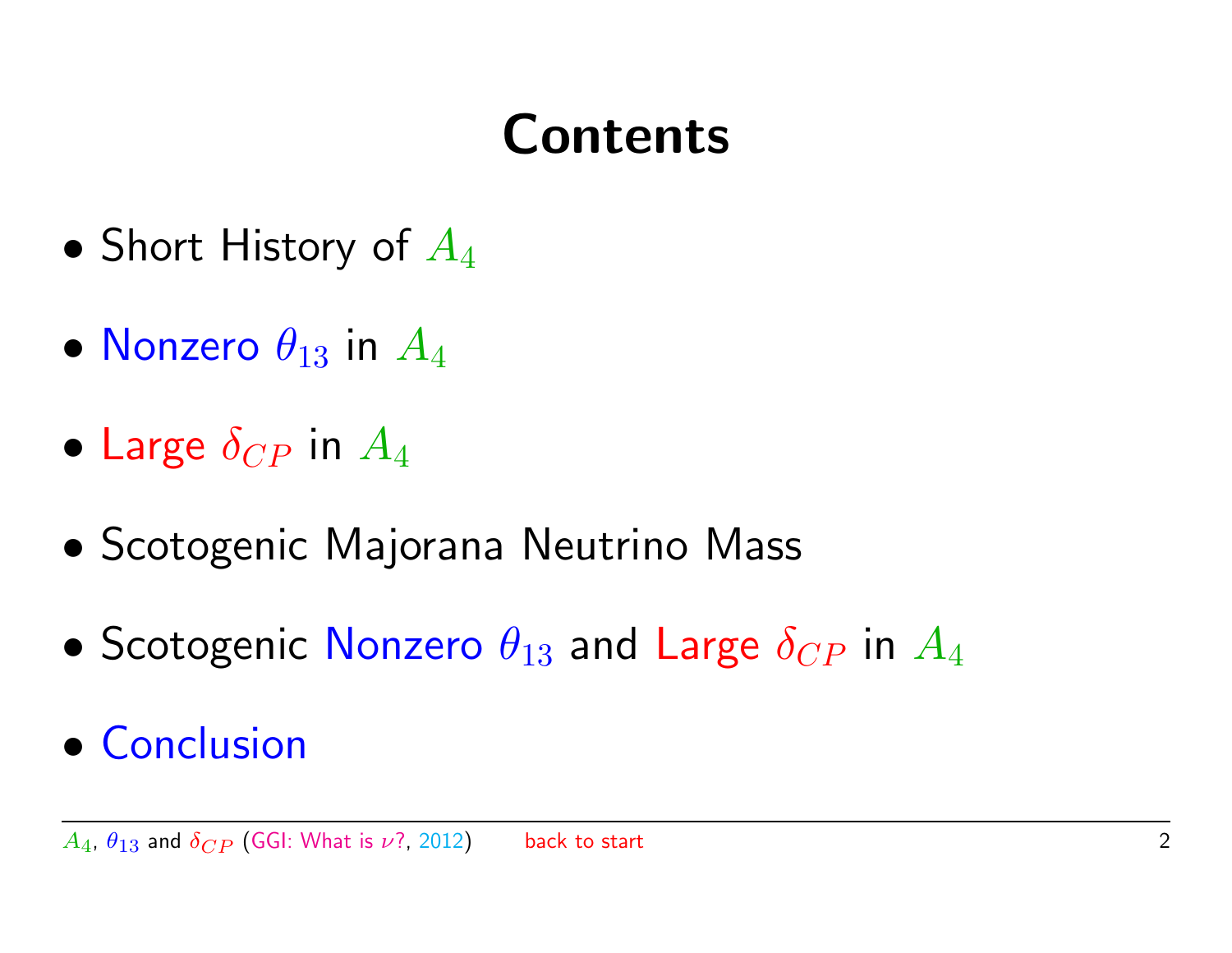# Contents

- Short History of $A_4$
- Nonzero $\theta_{13}$ in $A_4$
- Large $\delta_{CP}$ in $A_4$
- Scotogenic Majorana Neutrino Mass
- Scotogenic Nonzero $\theta_{13}$ and Large $\delta_{CP}$ in $A_4$
- Conclusion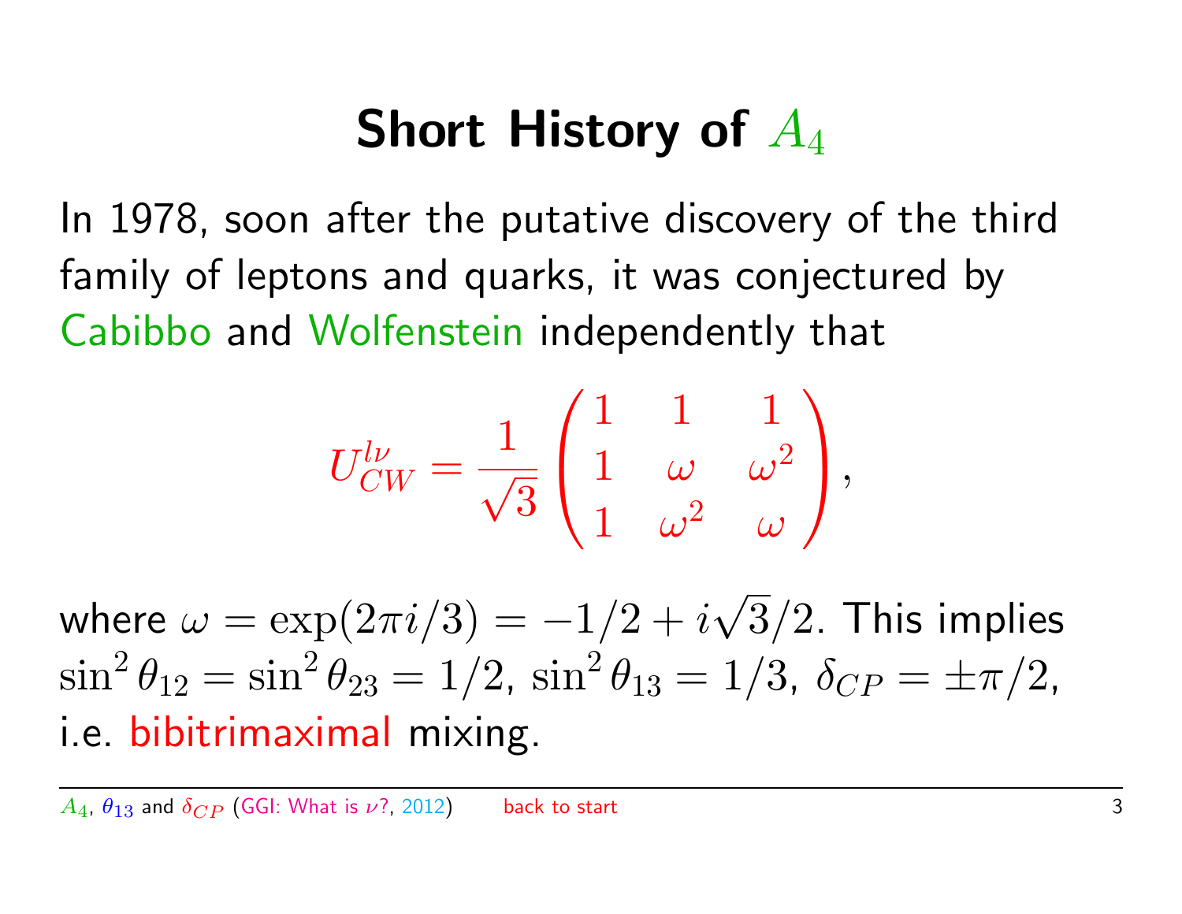# Short History of $A_4$

In 1978, soon after the putative discovery of the third family of leptons and quarks, it was conjectured by Cabibbo and Wolfenstein independently that

$$U_{CW}^{l\nu} = \frac{1}{\sqrt{3}} \begin{pmatrix} 1 & 1 & 1 \\ 1 & \omega & \omega^2 \\ 1 & \omega^2 & \omega \end{pmatrix},$$

where $\omega = \exp(2\pi i/3) = -1/2 + i\sqrt{3}/2$. This implies $\sin^2\theta_{12} = \sin^2\theta_{23} = 1/2$, $\sin^2\theta_{13} = 1/3$, $\delta_{CP} = \pm\pi/2$, i.e. bibitrimaximal mixing.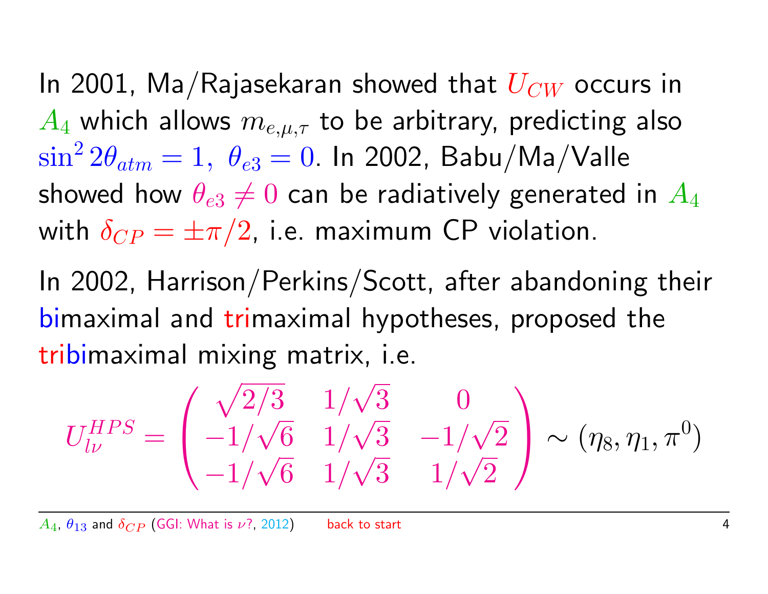In 2001, Ma/Rajasekaran showed that $U_{CW}$ occurs in $A_4$ which allows $m_{e,\mu,\tau}$ to be arbitrary, predicting also $\sin^2 2\theta_{atm} = 1,\ \theta_{e3} = 0$. In 2002, Babu/Ma/Valle showed how $\theta_{e3} \neq 0$ can be radiatively generated in $A_4$ with $\delta_{CP} = \pm\pi/2$, i.e. maximum CP violation.

In 2002, Harrison/Perkins/Scott, after abandoning their bimaximal and trimaximal hypotheses, proposed the tribimaximal mixing matrix, i.e.

$$U_{l\nu}^{HPS} = \begin{pmatrix} \sqrt{2/3} & 1/\sqrt{3} & 0 \\ -1/\sqrt{6} & 1/\sqrt{3} & -1/\sqrt{2} \\ -1/\sqrt{6} & 1/\sqrt{3} & 1/\sqrt{2} \end{pmatrix} \sim (\eta_8, \eta_1, \pi^0)$$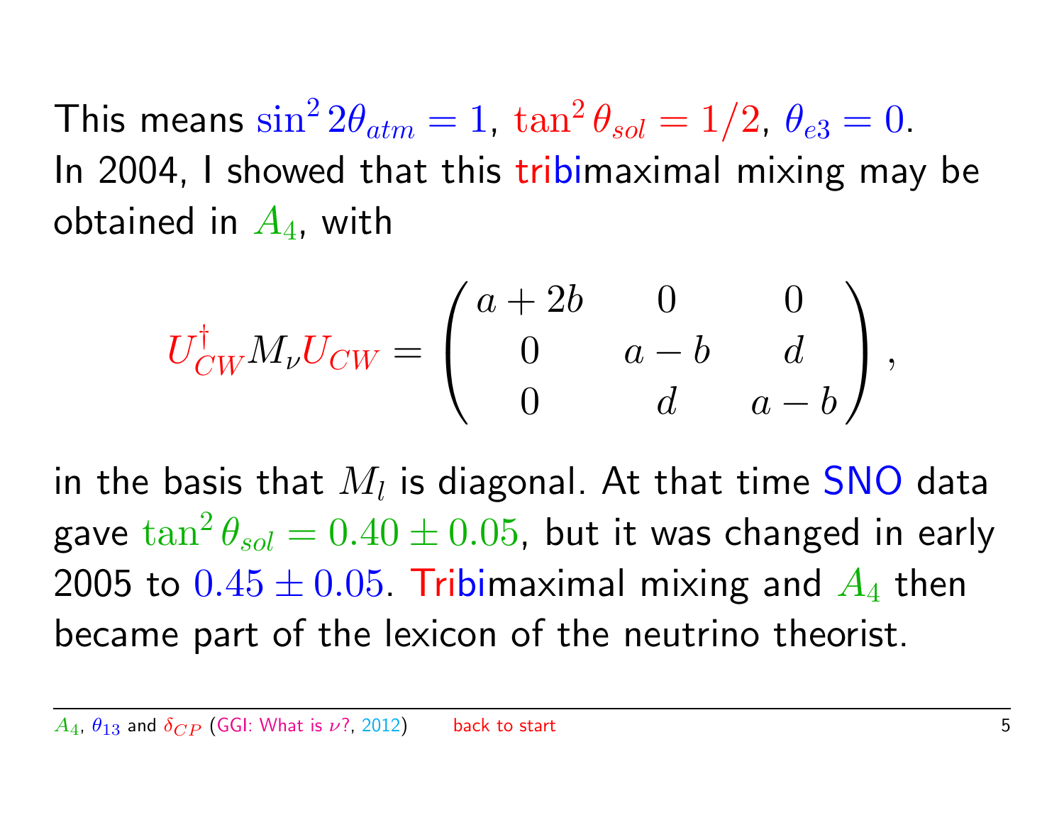This means $\sin^2 2\theta_{atm} = 1$, $\tan^2 \theta_{sol} = 1/2$, $\theta_{e3} = 0$. In 2004, I showed that this tribimaximal mixing may be obtained in $A_4$, with

$$U_{CW}^\dagger M_\nu U_{CW} = \begin{pmatrix} a+2b & 0 & 0 \\ 0 & a-b & d \\ 0 & d & a-b \end{pmatrix},$$

in the basis that $M_l$ is diagonal. At that time SNO data gave $\tan^2 \theta_{sol} = 0.40 \pm 0.05$, but it was changed in early 2005 to $0.45 \pm 0.05$. Tribimaximal mixing and $A_4$ then became part of the lexicon of the neutrino theorist.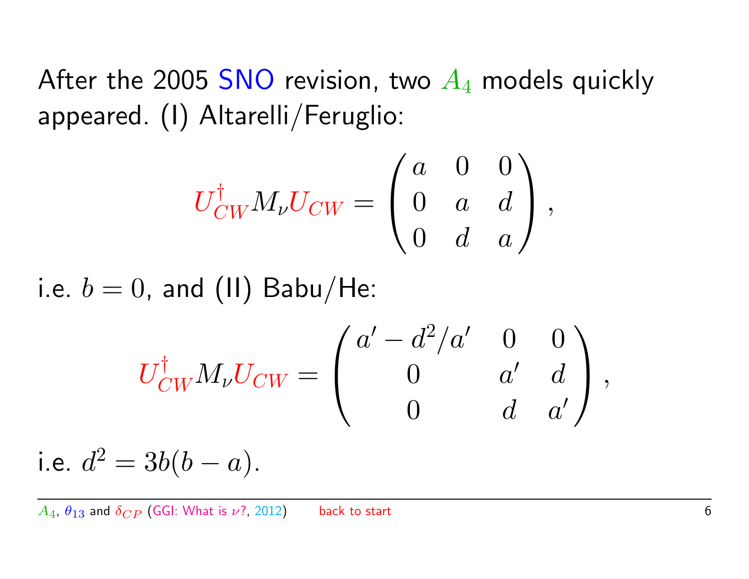After the 2005 SNO revision, two $A_4$ models quickly appeared. (I) Altarelli/Feruglio:

$$U_{CW}^{\dagger} M_{\nu} U_{CW} = \begin{pmatrix} a & 0 & 0 \\ 0 & a & d \\ 0 & d & a \end{pmatrix},$$

i.e. $b = 0$, and (II) Babu/He:

$$U_{CW}^{\dagger} M_{\nu} U_{CW} = \begin{pmatrix} a' - d^2/a' & 0 & 0 \\ 0 & a' & d \\ 0 & d & a' \end{pmatrix},$$

i.e. $d^2 = 3b(b - a)$.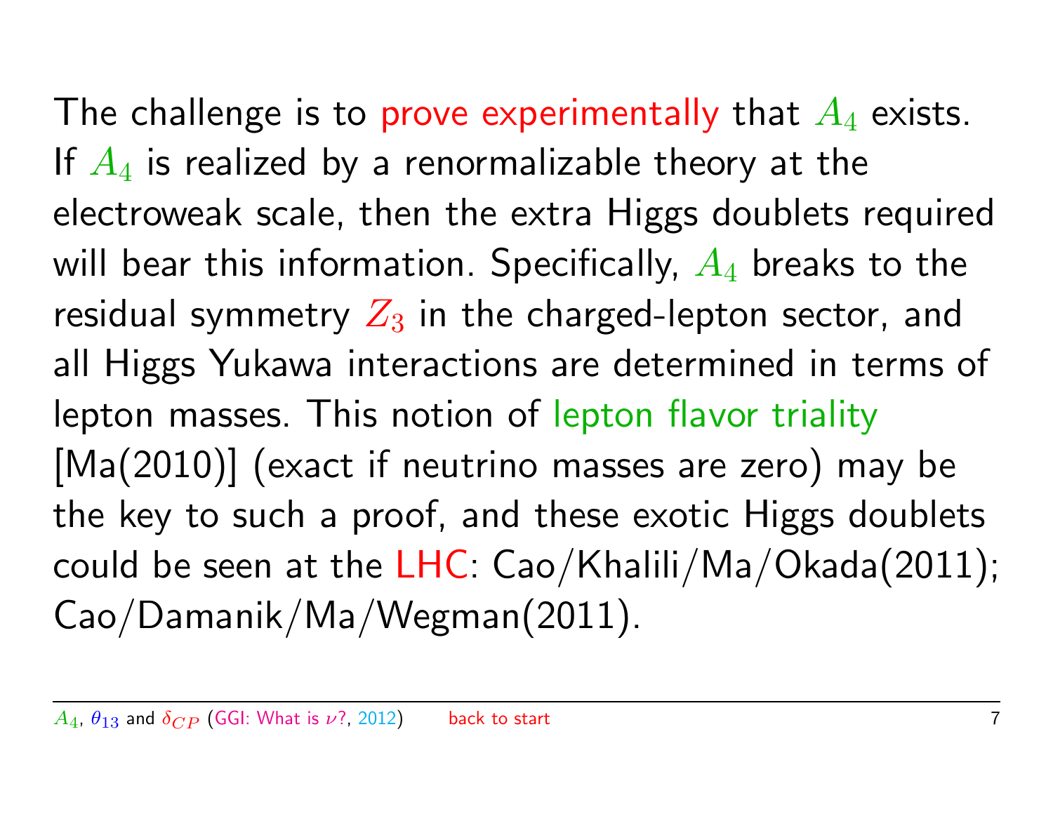The challenge is to prove experimentally that $A_4$ exists. If $A_4$ is realized by a renormalizable theory at the electroweak scale, then the extra Higgs doublets required will bear this information. Specifically, $A_4$ breaks to the residual symmetry $Z_3$ in the charged-lepton sector, and all Higgs Yukawa interactions are determined in terms of lepton masses. This notion of lepton flavor triality [Ma(2010)] (exact if neutrino masses are zero) may be the key to such a proof, and these exotic Higgs doublets could be seen at the LHC: Cao/Khalili/Ma/Okada(2011); Cao/Damanik/Ma/Wegman(2011).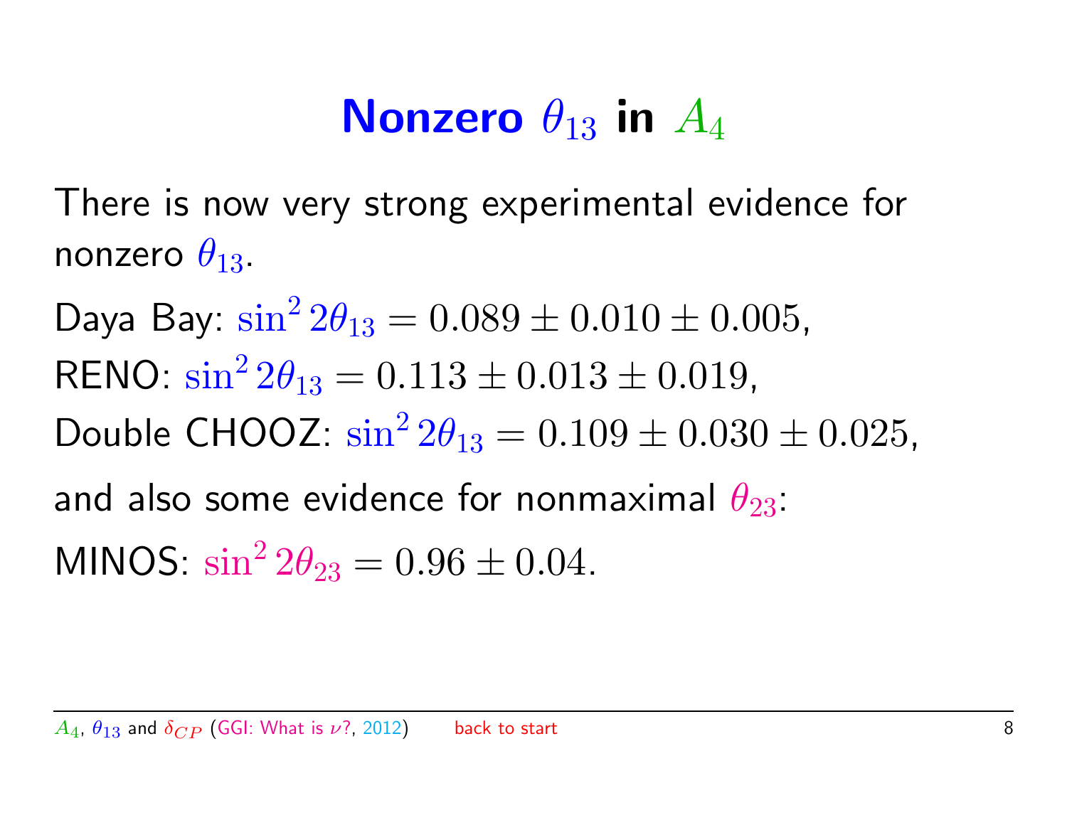# Nonzero $\theta_{13}$ in $A_4$

There is now very strong experimental evidence for nonzero $\theta_{13}$.

Daya Bay: $\sin^2 2\theta_{13} = 0.089 \pm 0.010 \pm 0.005,$

RENO: $\sin^2 2\theta_{13} = 0.113 \pm 0.013 \pm 0.019,$

Double CHOOZ: $\sin^2 2\theta_{13} = 0.109 \pm 0.030 \pm 0.025,$

and also some evidence for nonmaximal $\theta_{23}$:

MINOS: $\sin^2 2\theta_{23} = 0.96 \pm 0.04.$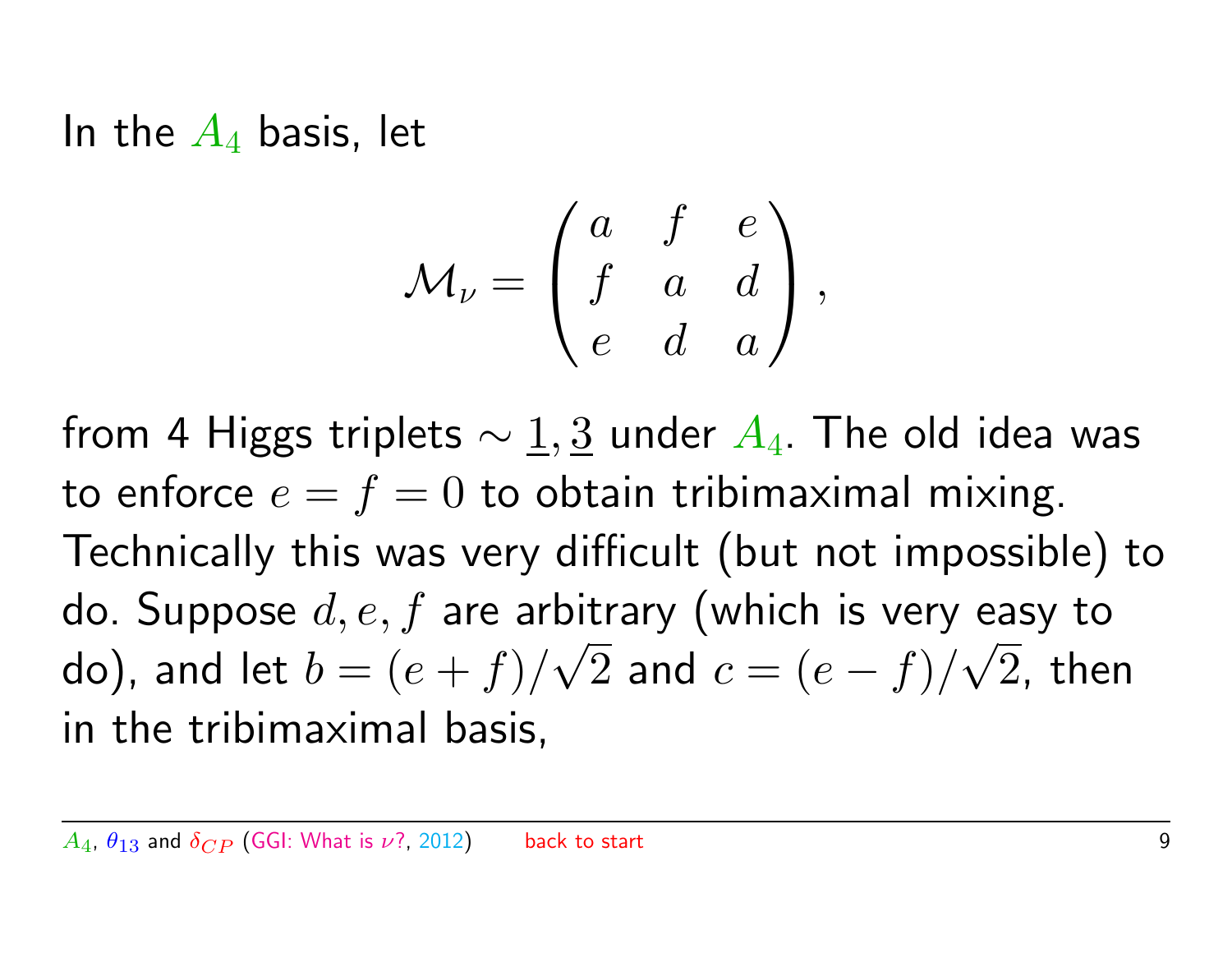In the $A_4$ basis, let

$$\mathcal{M}_\nu = \begin{pmatrix} a & f & e \\ f & a & d \\ e & d & a \end{pmatrix},$$

from 4 Higgs triplets $\sim \underline{1}, \underline{3}$ under $A_4$. The old idea was to enforce $e = f = 0$ to obtain tribimaximal mixing. Technically this was very difficult (but not impossible) to do. Suppose $d, e, f$ are arbitrary (which is very easy to do), and let $b = (e + f)/\sqrt{2}$ and $c = (e - f)/\sqrt{2}$, then in the tribimaximal basis,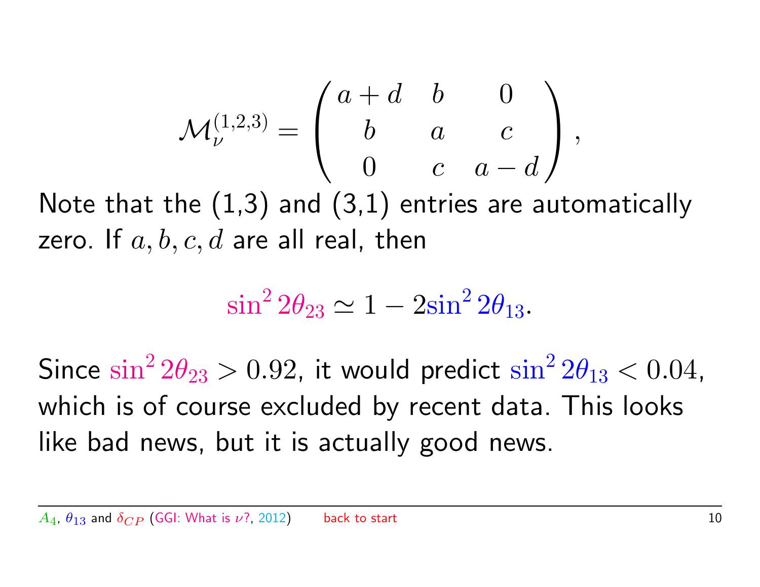$$\mathcal{M}_\nu^{(1,2,3)} = \begin{pmatrix} a+d & b & 0 \\ b & a & c \\ 0 & c & a-d \end{pmatrix},$$

Note that the (1,3) and (3,1) entries are automatically zero. If $a, b, c, d$ are all real, then

$$\sin^2 2\theta_{23} \simeq 1 - 2\sin^2 2\theta_{13}.$$

Since $\sin^2 2\theta_{23} > 0.92$, it would predict $\sin^2 2\theta_{13} < 0.04$, which is of course excluded by recent data. This looks like bad news, but it is actually good news.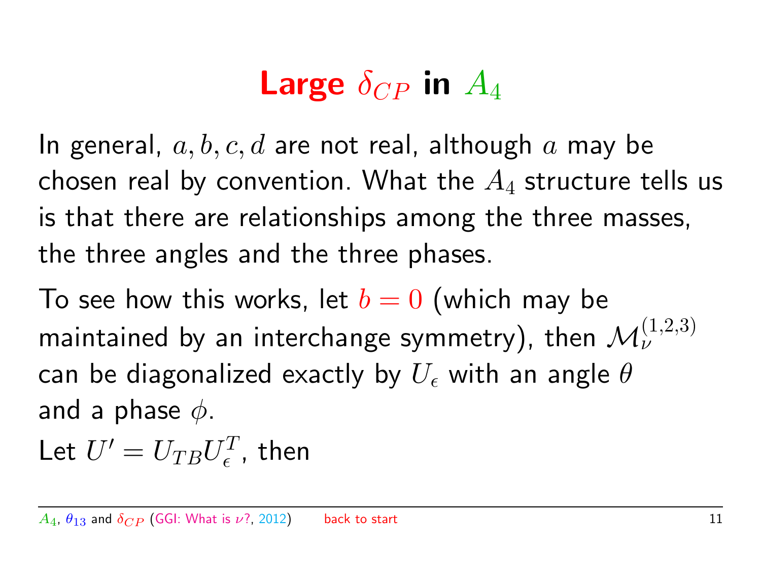# Large $\delta_{CP}$ in $A_4$

In general, $a, b, c, d$ are not real, although $a$ may be chosen real by convention. What the $A_4$ structure tells us is that there are relationships among the three masses, the three angles and the three phases.

To see how this works, let $b = 0$ (which may be maintained by an interchange symmetry), then $\mathcal{M}_\nu^{(1,2,3)}$ can be diagonalized exactly by $U_\epsilon$ with an angle $\theta$ and a phase $\phi$.

Let $U' = U_{TB} U_\epsilon^T$, then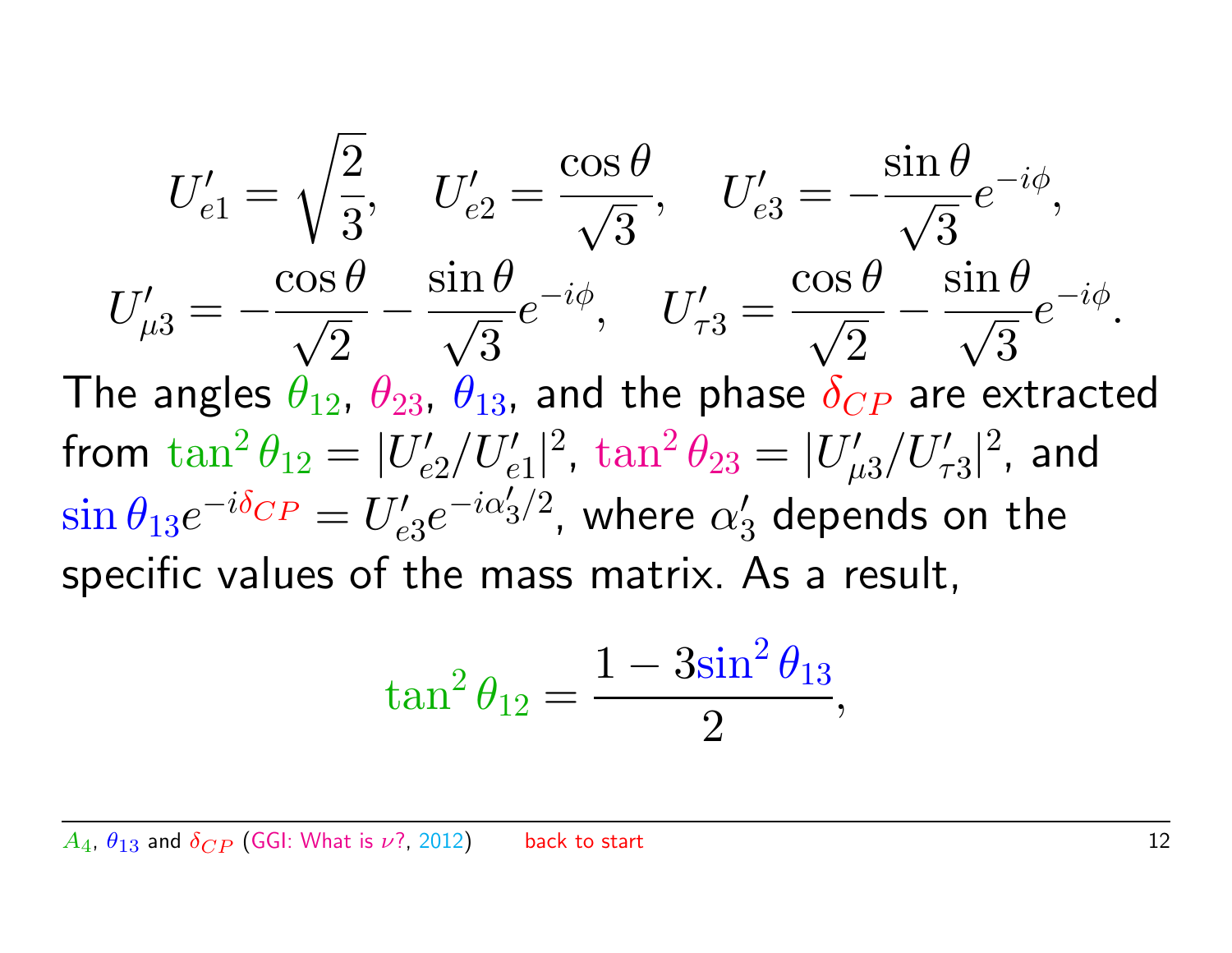$$U'_{e1} = \sqrt{\frac{2}{3}}, \quad U'_{e2} = \frac{\cos\theta}{\sqrt{3}}, \quad U'_{e3} = -\frac{\sin\theta}{\sqrt{3}} e^{-i\phi},$$

$$U'_{\mu 3} = -\frac{\cos\theta}{\sqrt{2}} - \frac{\sin\theta}{\sqrt{3}} e^{-i\phi}, \quad U'_{\tau 3} = \frac{\cos\theta}{\sqrt{2}} - \frac{\sin\theta}{\sqrt{3}} e^{-i\phi}.$$

The angles $\theta_{12}$, $\theta_{23}$, $\theta_{13}$, and the phase $\delta_{CP}$ are extracted from $\tan^2\theta_{12} = |U'_{e2}/U'_{e1}|^2$, $\tan^2\theta_{23} = |U'_{\mu 3}/U'_{\tau 3}|^2$, and $\sin\theta_{13} e^{-i\delta_{CP}} = U'_{e3} e^{-i\alpha'_3/2}$, where $\alpha'_3$ depends on the specific values of the mass matrix. As a result,

$$\tan^2\theta_{12} = \frac{1 - 3\sin^2\theta_{13}}{2},$$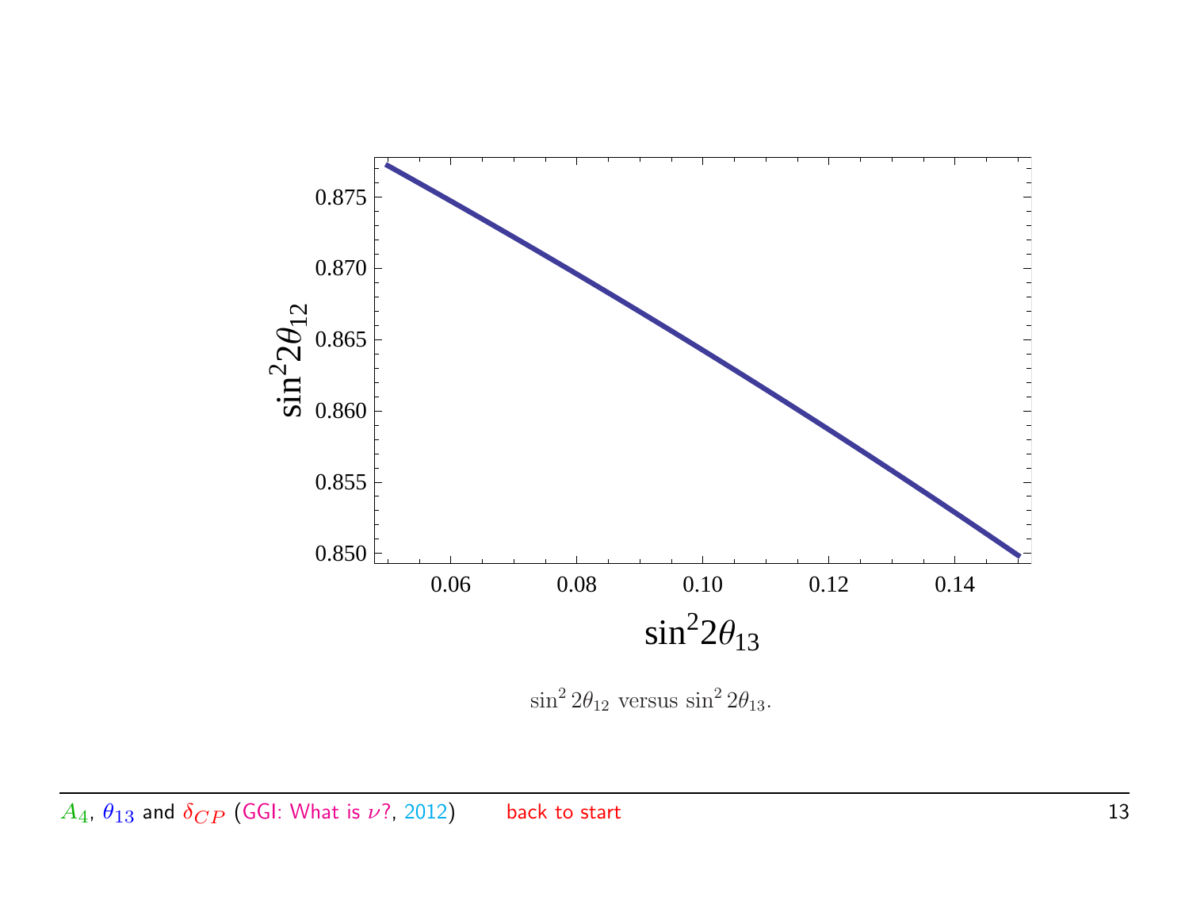$\sin^2 2\theta_{12}$ versus $\sin^2 2\theta_{13}$.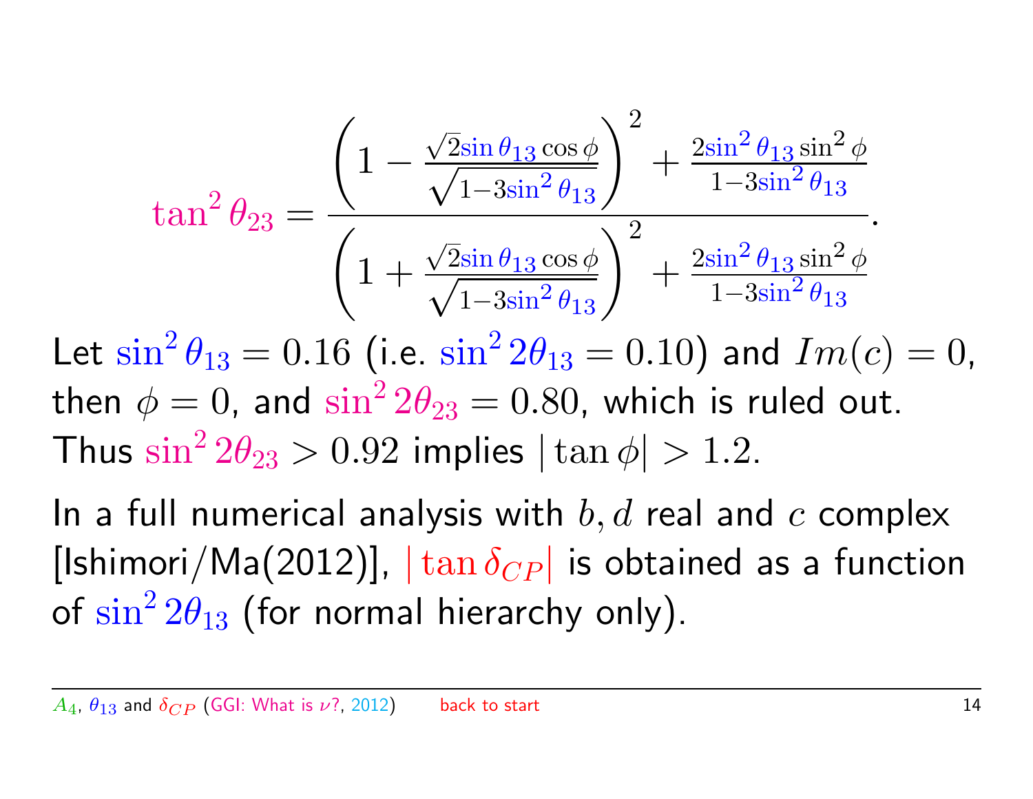$$\tan^2\theta_{23} = \frac{\left(1 - \frac{\sqrt{2}\sin\theta_{13}\cos\phi}{\sqrt{1-3\sin^2\theta_{13}}}\right)^2 + \frac{2\sin^2\theta_{13}\sin^2\phi}{1-3\sin^2\theta_{13}}}{\left(1 + \frac{\sqrt{2}\sin\theta_{13}\cos\phi}{\sqrt{1-3\sin^2\theta_{13}}}\right)^2 + \frac{2\sin^2\theta_{13}\sin^2\phi}{1-3\sin^2\theta_{13}}}.$$

Let $\sin^2\theta_{13} = 0.16$ (i.e. $\sin^2 2\theta_{13} = 0.10$) and $Im(c) = 0$, then $\phi = 0$, and $\sin^2 2\theta_{23} = 0.80$, which is ruled out. Thus $\sin^2 2\theta_{23} > 0.92$ implies $|\tan\phi| > 1.2$.

In a full numerical analysis with $b, d$ real and $c$ complex [Ishimori/Ma(2012)], $|\tan\delta_{CP}|$ is obtained as a function of $\sin^2 2\theta_{13}$ (for normal hierarchy only).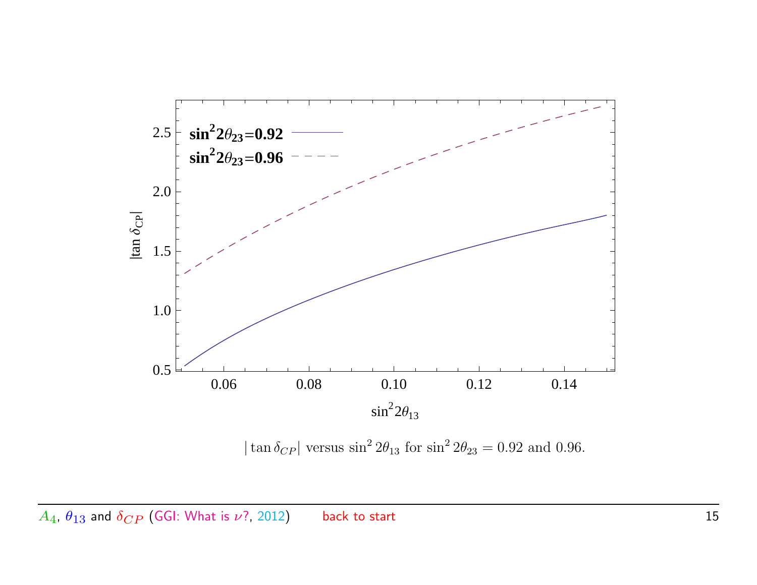$|\tan \delta_{CP}|$ versus $\sin^2 2\theta_{13}$ for $\sin^2 2\theta_{23} = 0.92$ and $0.96$.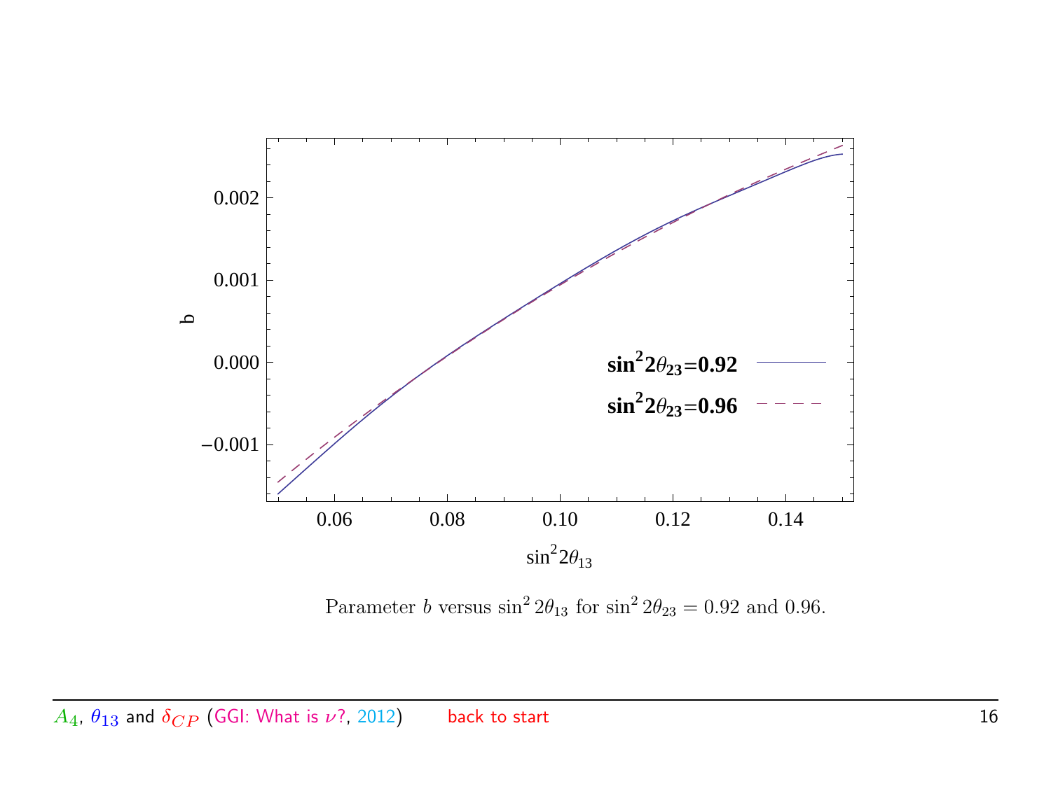Parameter $b$ versus $\sin^2 2\theta_{13}$ for $\sin^2 2\theta_{23} = 0.92$ and $0.96$.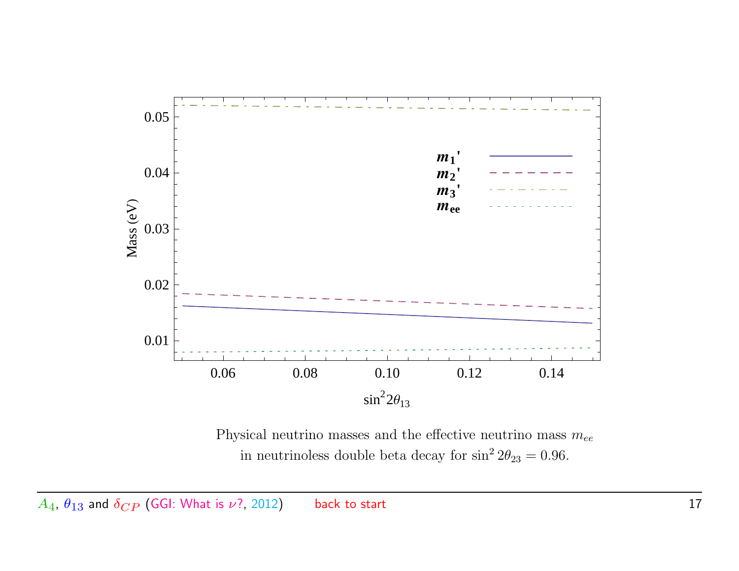Physical neutrino masses and the effective neutrino mass $m_{ee}$ in neutrinoless double beta decay for $\sin^2 2\theta_{23} = 0.96$.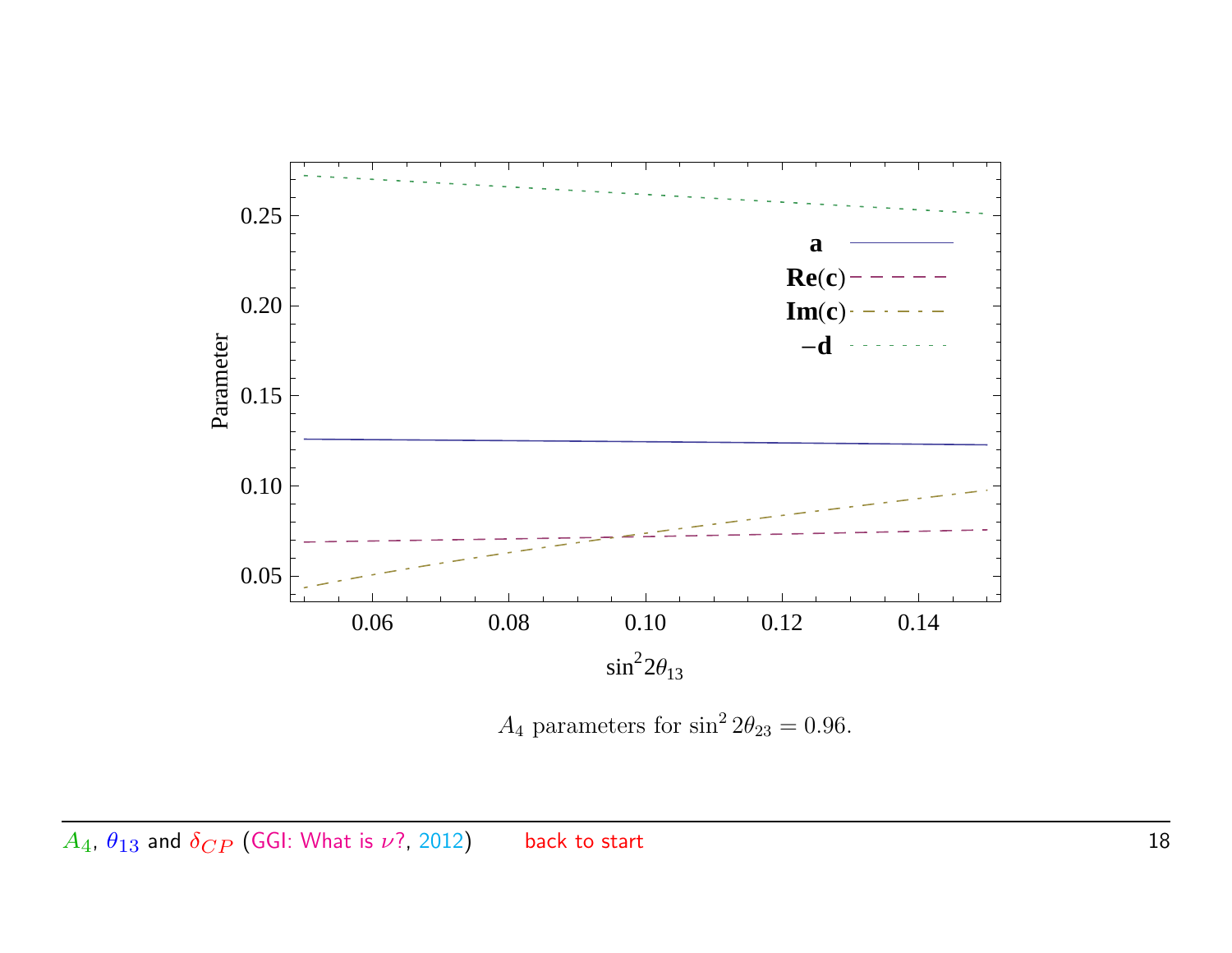$A_4$ parameters for $\sin^2 2\theta_{23} = 0.96$.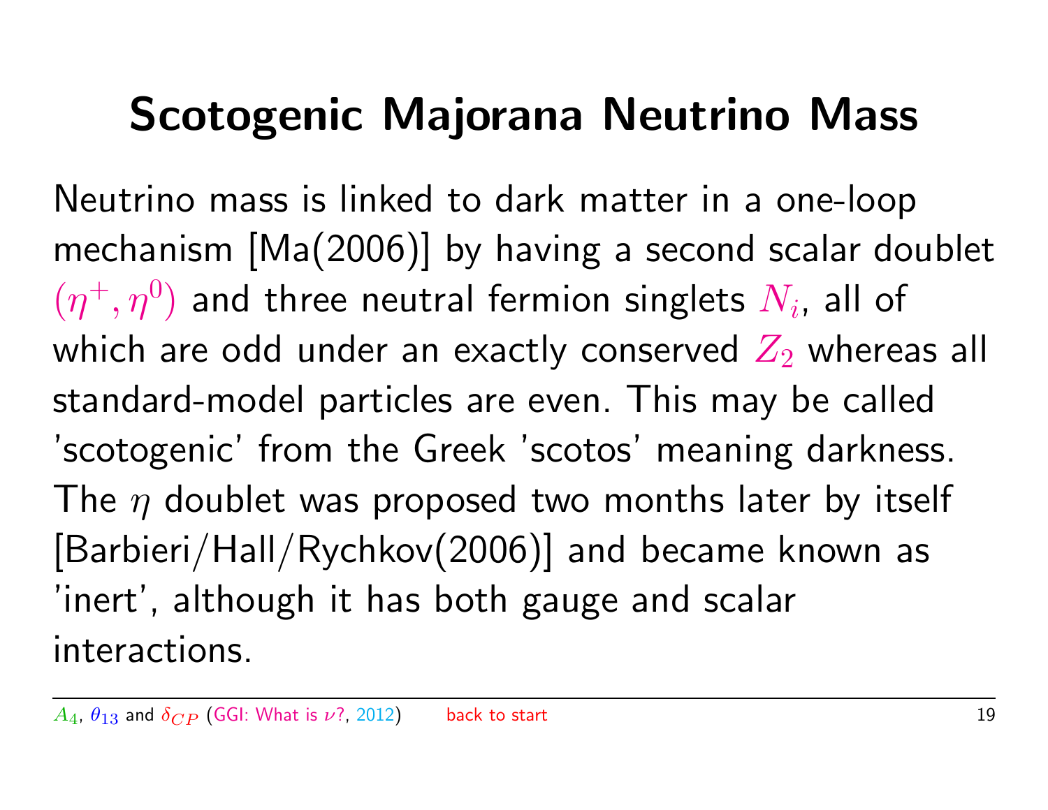# Scotogenic Majorana Neutrino Mass

Neutrino mass is linked to dark matter in a one-loop mechanism [Ma(2006)] by having a second scalar doublet $(\eta^+, \eta^0)$ and three neutral fermion singlets $N_i$, all of which are odd under an exactly conserved $Z_2$ whereas all standard-model particles are even. This may be called 'scotogenic' from the Greek 'scotos' meaning darkness. The $\eta$ doublet was proposed two months later by itself [Barbieri/Hall/Rychkov(2006)] and became known as 'inert', although it has both gauge and scalar interactions.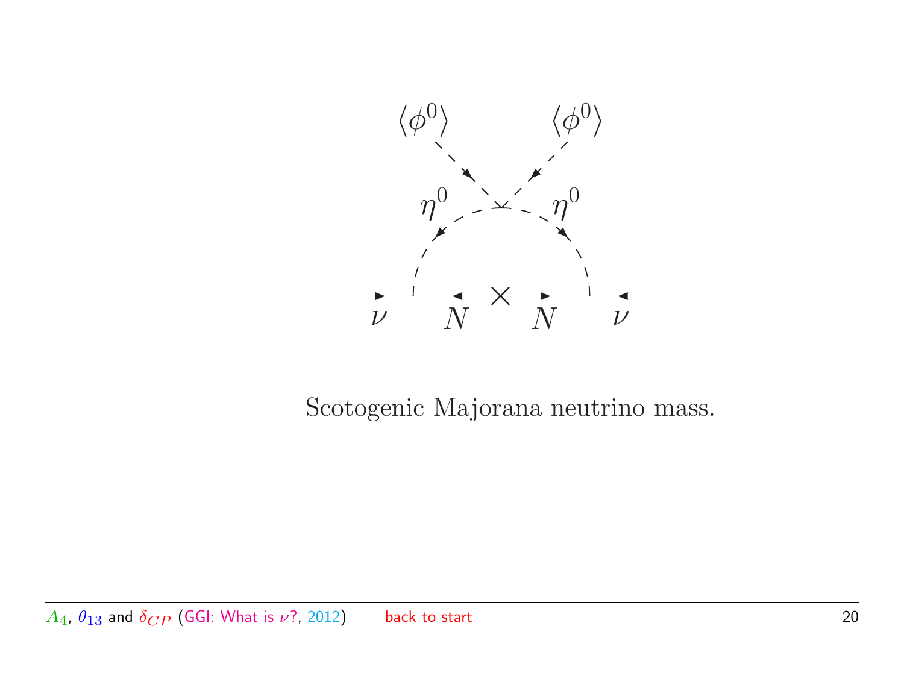Scotogenic Majorana neutrino mass.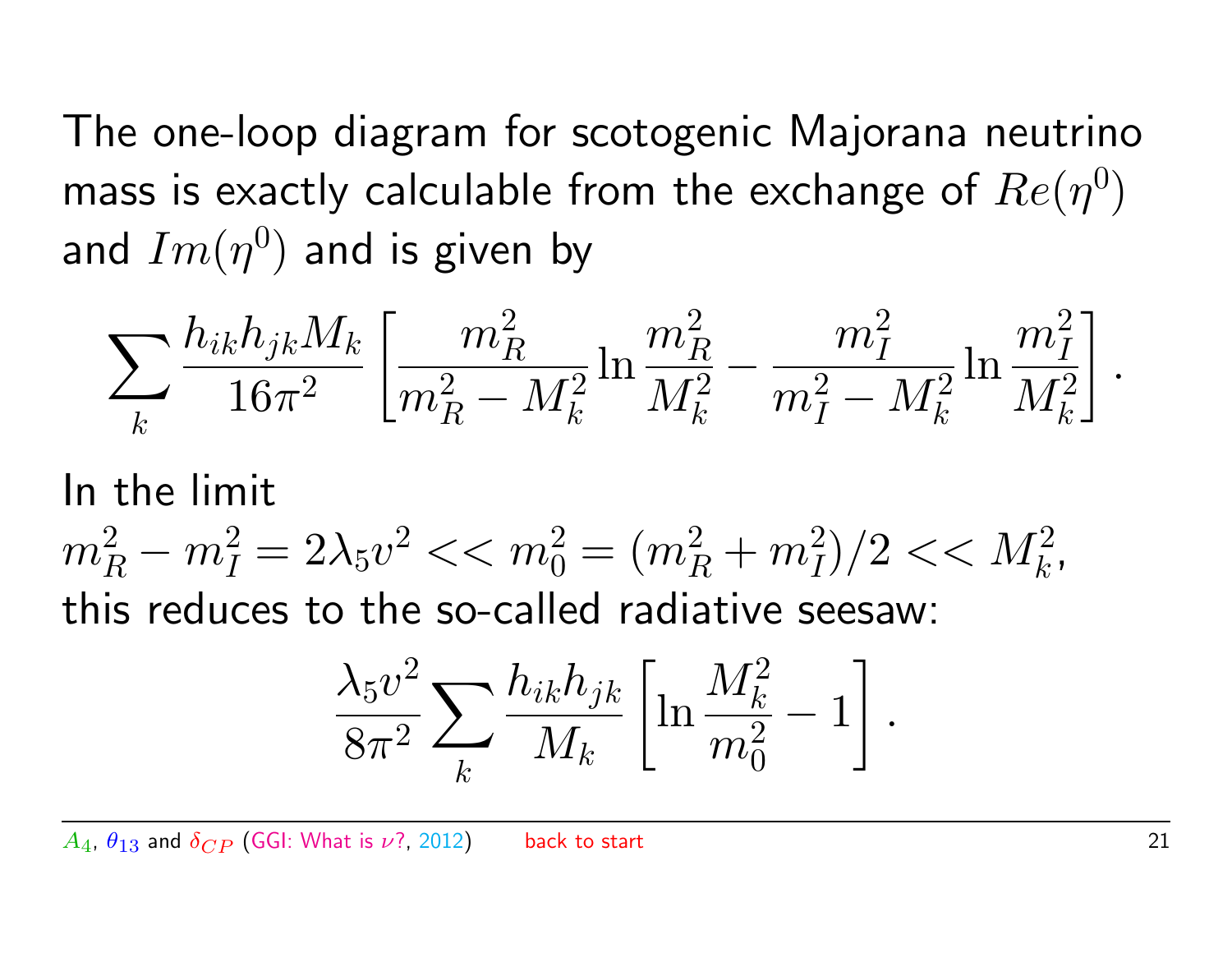The one-loop diagram for scotogenic Majorana neutrino mass is exactly calculable from the exchange of $Re(\eta^0)$ and $Im(\eta^0)$ and is given by

$$\sum_k \frac{h_{ik} h_{jk} M_k}{16\pi^2} \left[ \frac{m_R^2}{m_R^2 - M_k^2} \ln \frac{m_R^2}{M_k^2} - \frac{m_I^2}{m_I^2 - M_k^2} \ln \frac{m_I^2}{M_k^2} \right].$$

In the limit
$m_R^2 - m_I^2 = 2\lambda_5 v^2 << m_0^2 = (m_R^2 + m_I^2)/2 << M_k^2$,
this reduces to the so-called radiative seesaw:

$$\frac{\lambda_5 v^2}{8\pi^2} \sum_k \frac{h_{ik} h_{jk}}{M_k} \left[ \ln \frac{M_k^2}{m_0^2} - 1 \right].$$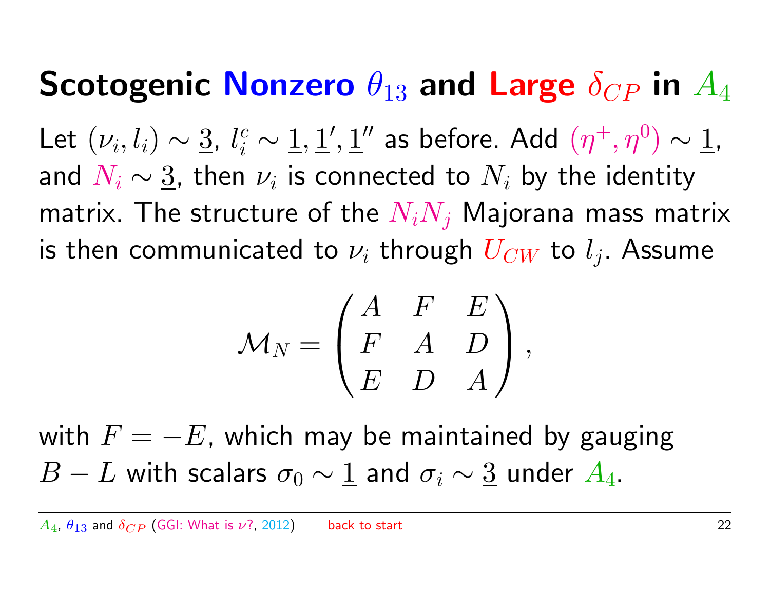# Scotogenic Nonzero $\theta_{13}$ and Large $\delta_{CP}$ in $A_4$

Let $(\nu_i, l_i) \sim \underline{3}$, $l_i^c \sim \underline{1}, \underline{1}', \underline{1}''$ as before. Add $(\eta^+, \eta^0) \sim \underline{1}$, and $N_i \sim \underline{3}$, then $\nu_i$ is connected to $N_i$ by the identity matrix. The structure of the $N_i N_j$ Majorana mass matrix is then communicated to $\nu_i$ through $U_{CW}$ to $l_j$. Assume

$$\mathcal{M}_N = \begin{pmatrix} A & F & E \\ F & A & D \\ E & D & A \end{pmatrix},$$

with $F = -E$, which may be maintained by gauging $B - L$ with scalars $\sigma_0 \sim \underline{1}$ and $\sigma_i \sim \underline{3}$ under $A_4$.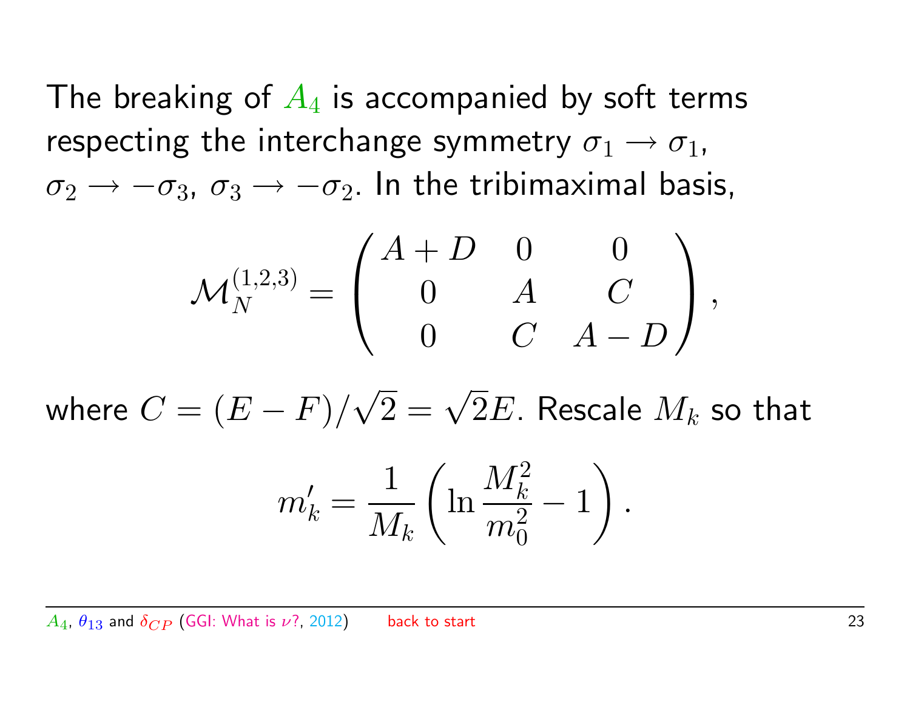The breaking of $A_4$ is accompanied by soft terms respecting the interchange symmetry $\sigma_1 \to \sigma_1$, $\sigma_2 \to -\sigma_3$, $\sigma_3 \to -\sigma_2$. In the tribimaximal basis,

$$\mathcal{M}_N^{(1,2,3)} = \begin{pmatrix} A+D & 0 & 0 \\ 0 & A & C \\ 0 & C & A-D \end{pmatrix},$$

where $C = (E-F)/\sqrt{2} = \sqrt{2}E$. Rescale $M_k$ so that

$$m'_k = \frac{1}{M_k}\left(\ln\frac{M_k^2}{m_0^2} - 1\right).$$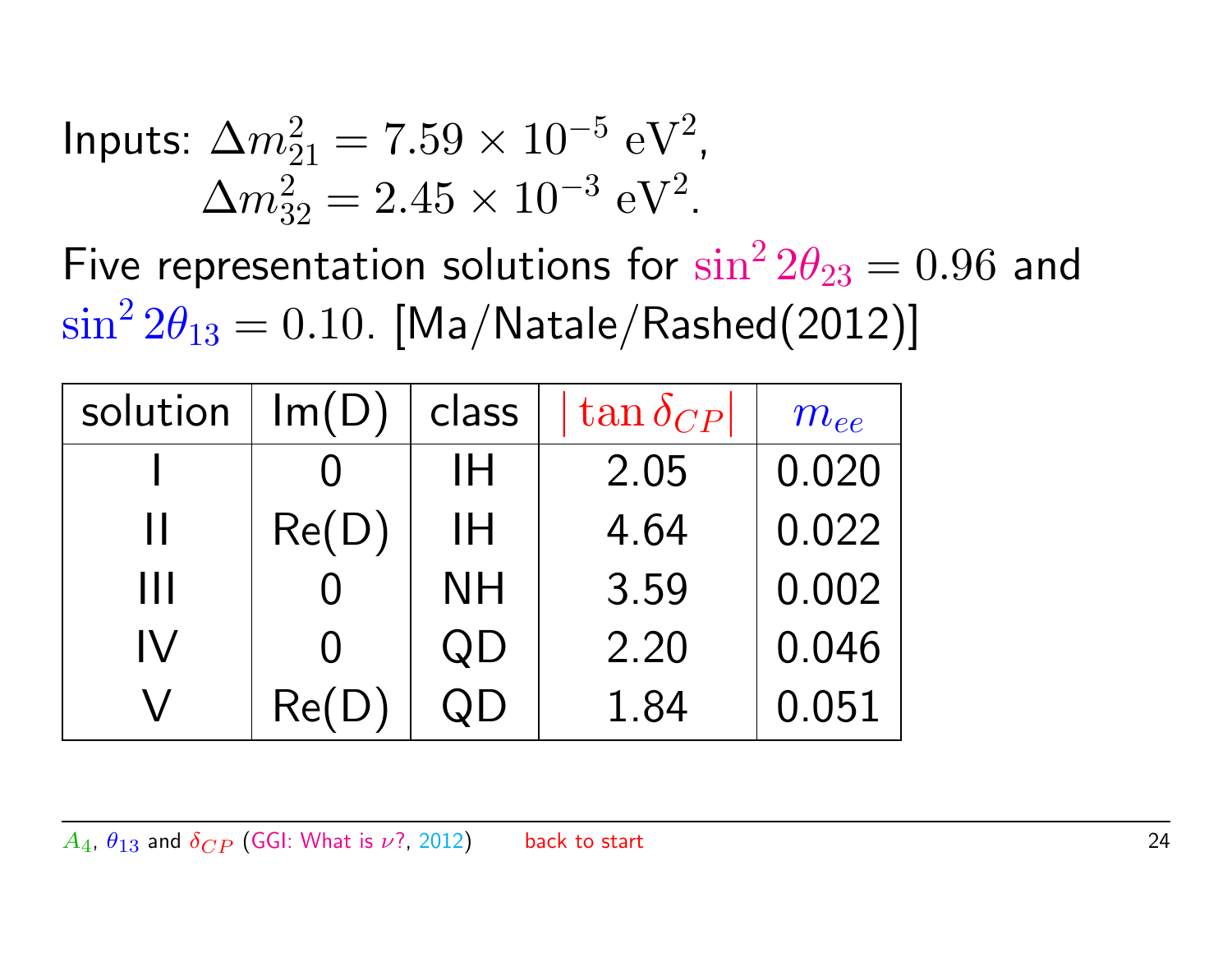Inputs: $\Delta m^2_{21} = 7.59 \times 10^{-5}\ \mathrm{eV}^2$,
$\Delta m^2_{32} = 2.45 \times 10^{-3}\ \mathrm{eV}^2$.

Five representation solutions for $\sin^2 2\theta_{23} = 0.96$ and $\sin^2 2\theta_{13} = 0.10$. [Ma/Natale/Rashed(2012)]

| solution | Im(D) | class | $\lvert \tan \delta_{CP} \rvert$ | $m_{ee}$ |
|---|---|---|---|---|
| I | 0 | IH | 2.05 | 0.020 |
| II | Re(D) | IH | 4.64 | 0.022 |
| III | 0 | NH | 3.59 | 0.002 |
| IV | 0 | QD | 2.20 | 0.046 |
| V | Re(D) | QD | 1.84 | 0.051 |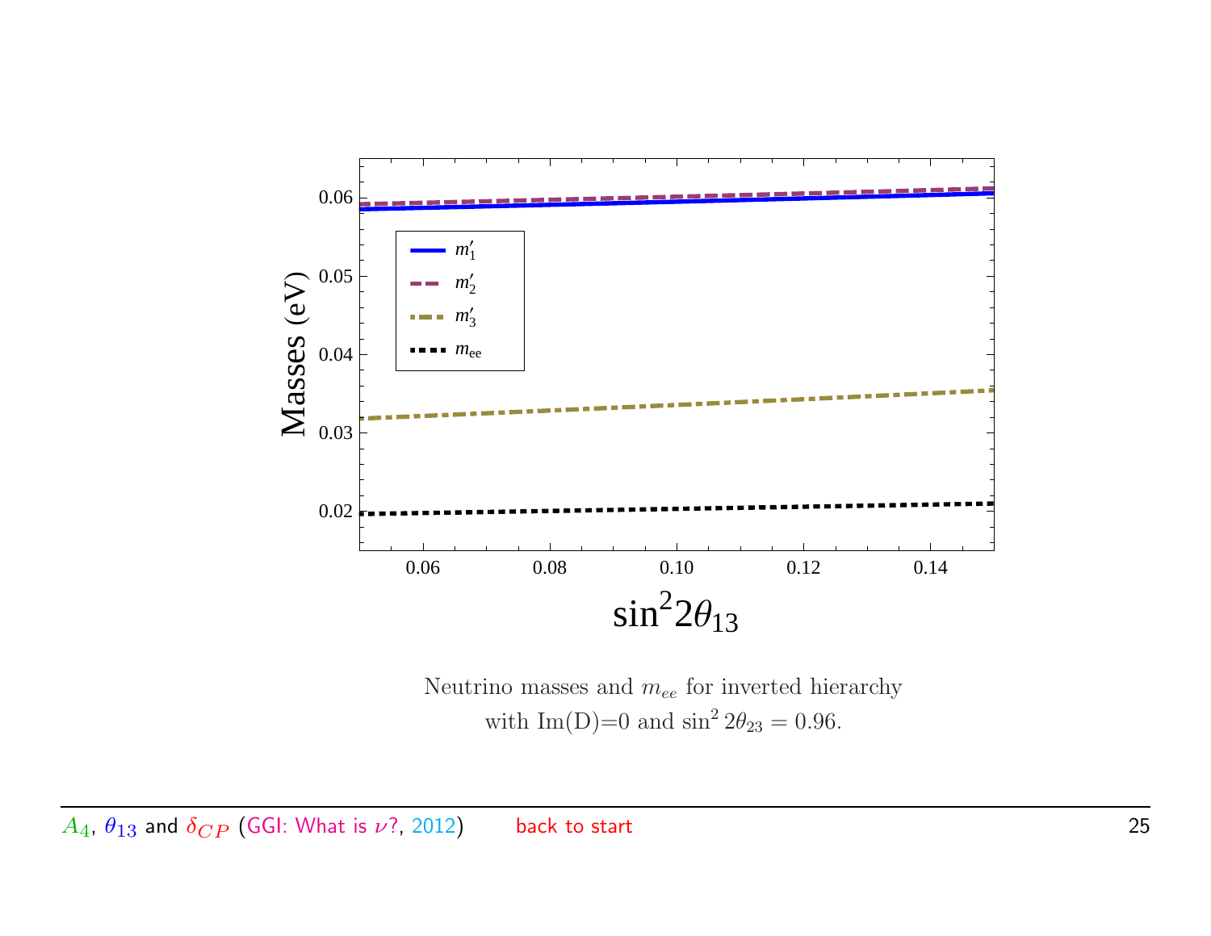Neutrino masses and $m_{ee}$ for inverted hierarchy with Im(D)=0 and $\sin^2 2\theta_{23} = 0.96$.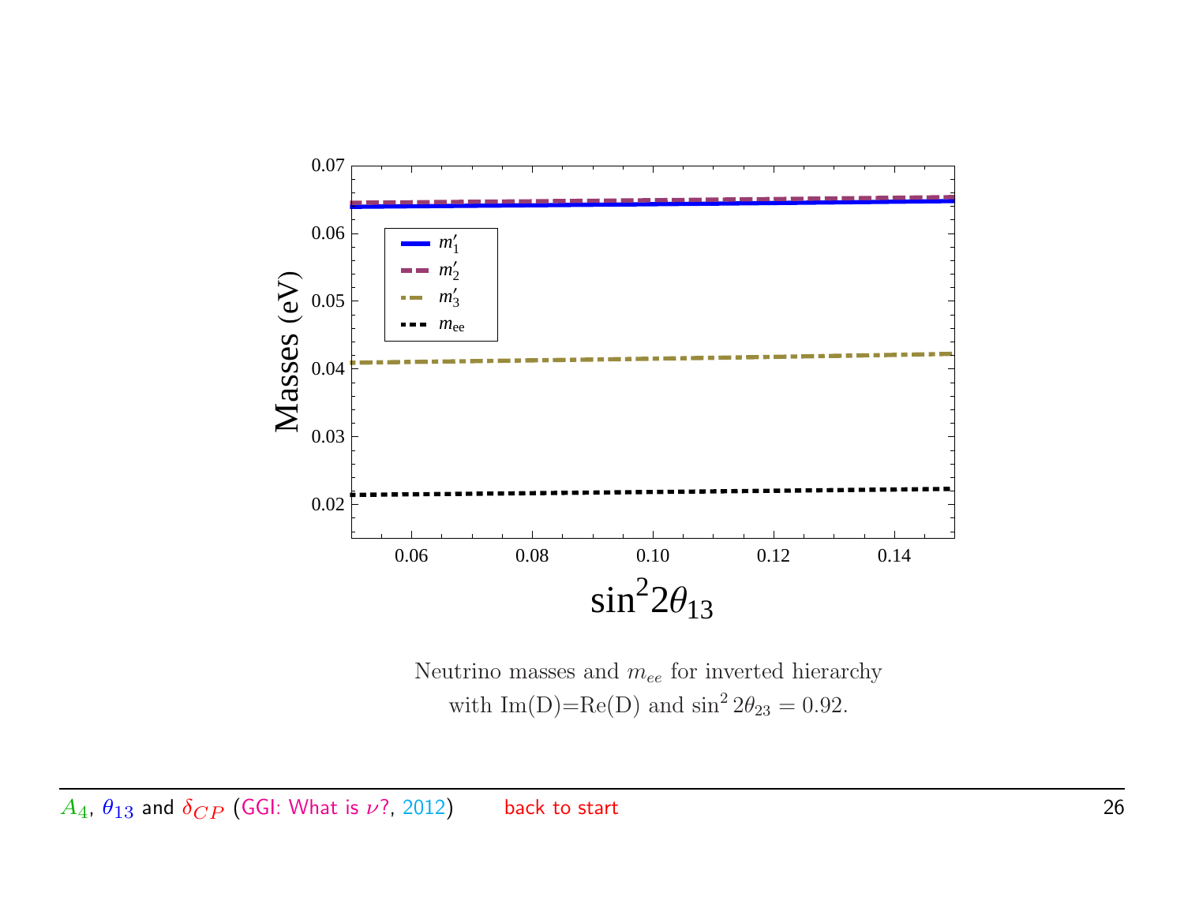Neutrino masses and $m_{ee}$ for inverted hierarchy with Im(D)=Re(D) and $\sin^2 2\theta_{23} = 0.92$.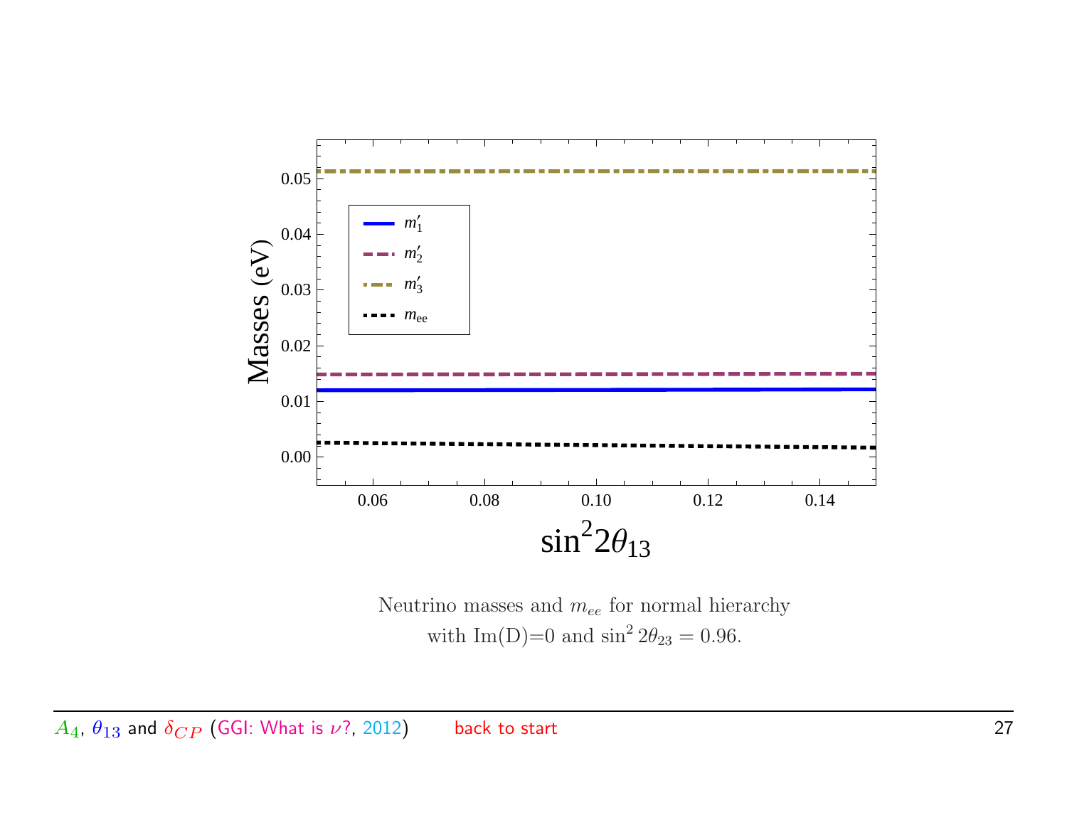Neutrino masses and $m_{ee}$ for normal hierarchy with Im(D)=0 and $\sin^2 2\theta_{23} = 0.96$.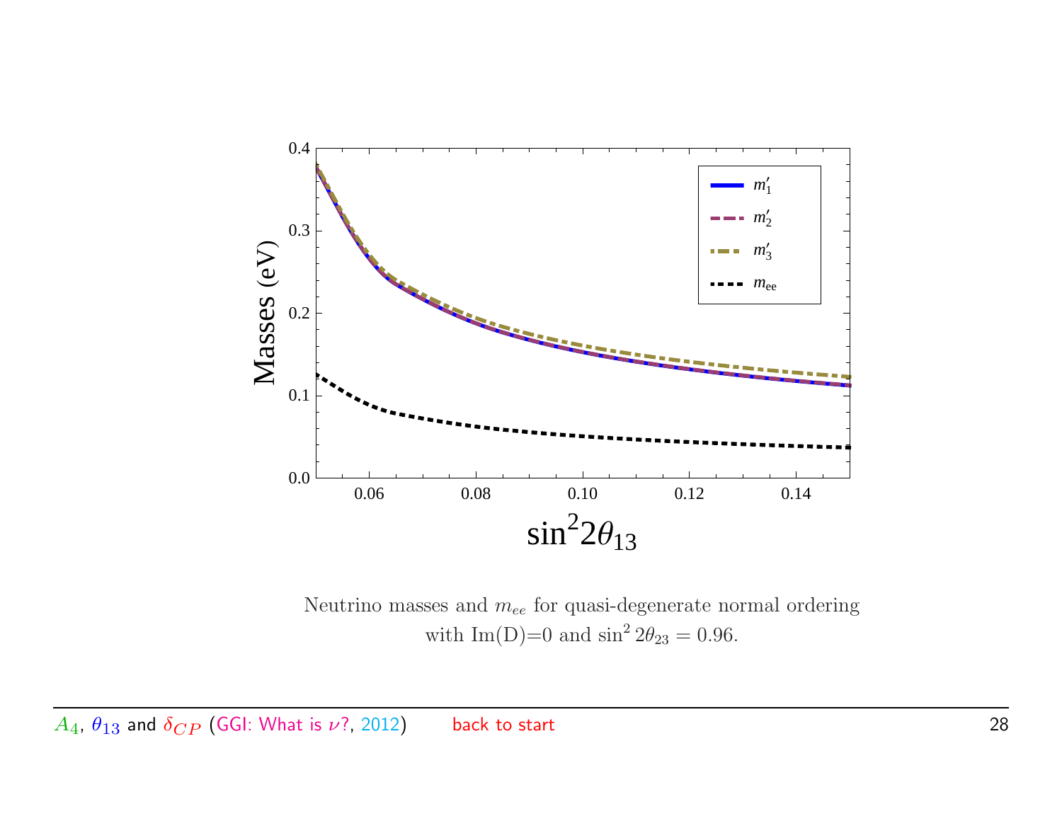Neutrino masses and $m_{ee}$ for quasi-degenerate normal ordering with Im(D)=0 and $\sin^2 2\theta_{23} = 0.96$.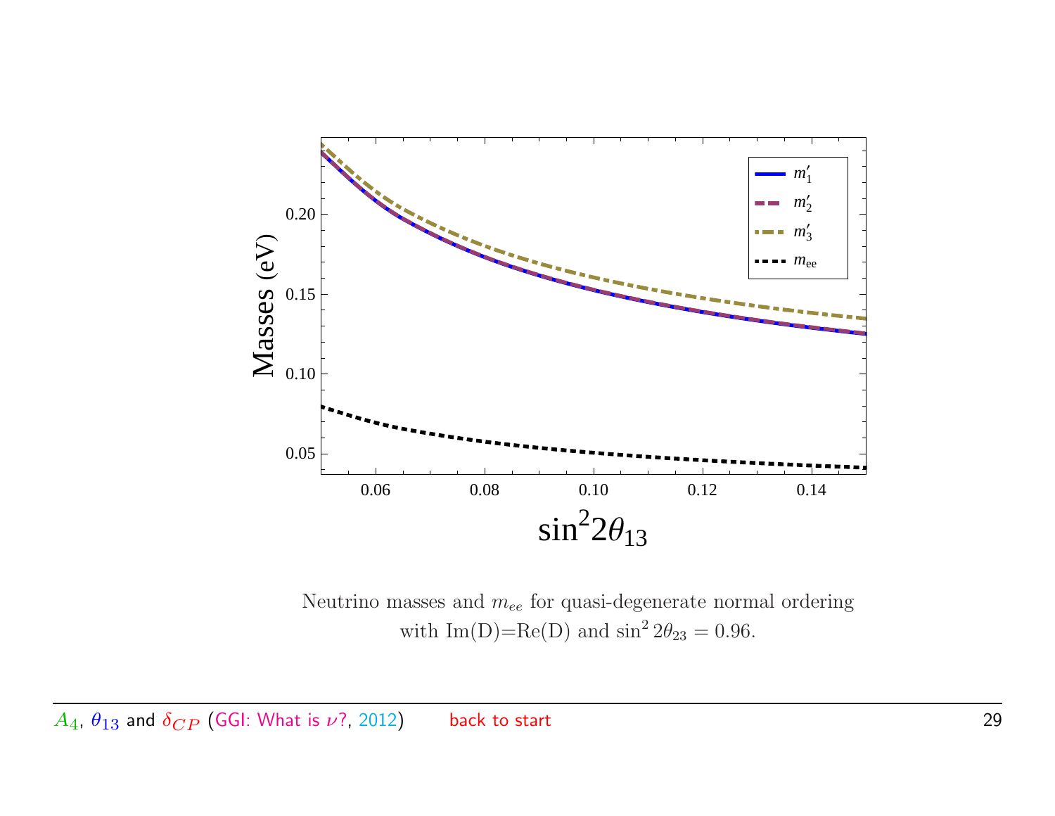Neutrino masses and $m_{ee}$ for quasi-degenerate normal ordering with Im(D)=Re(D) and $\sin^2 2\theta_{23} = 0.96$.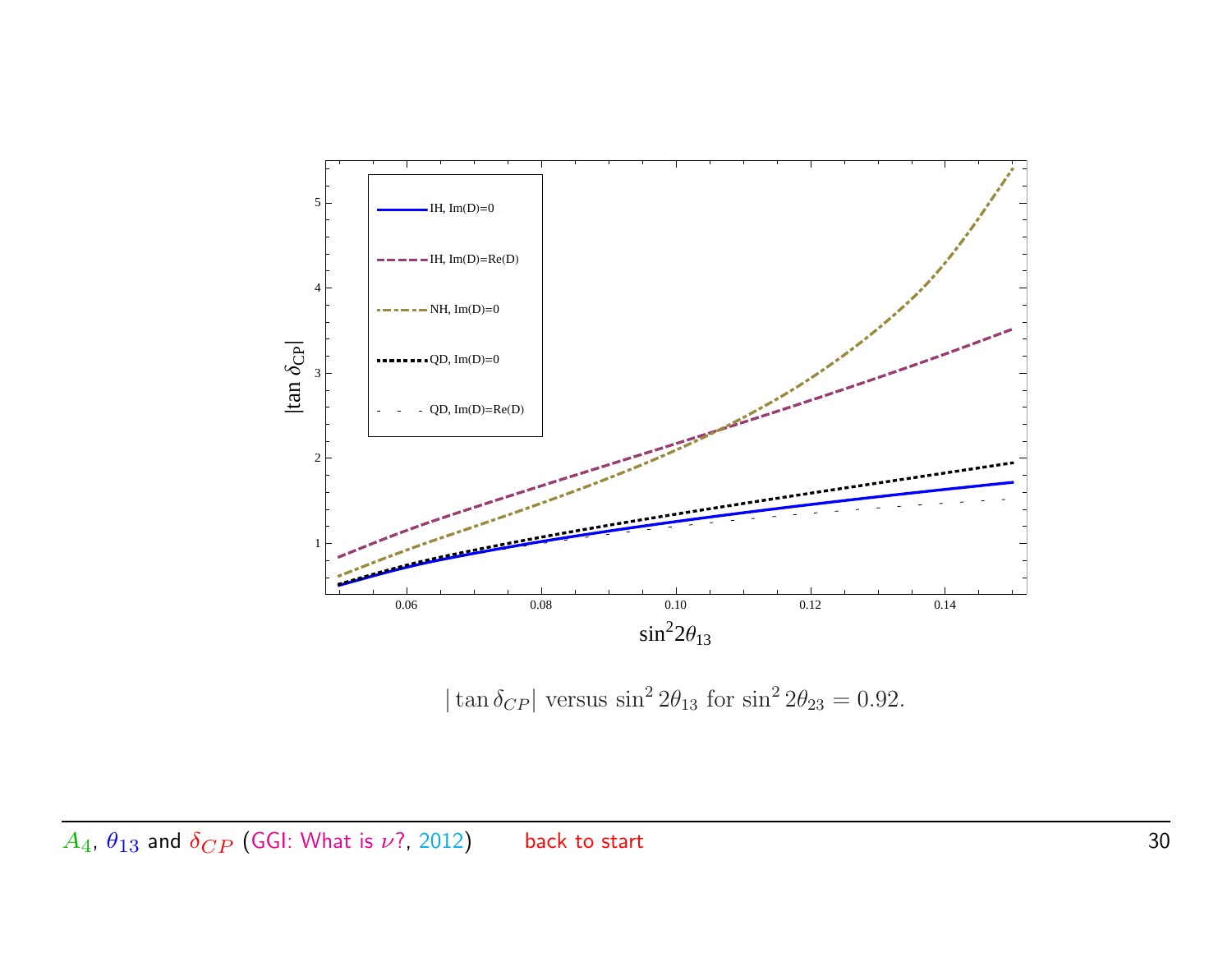$|\tan \delta_{CP}|$ versus $\sin^2 2\theta_{13}$ for $\sin^2 2\theta_{23} = 0.92$.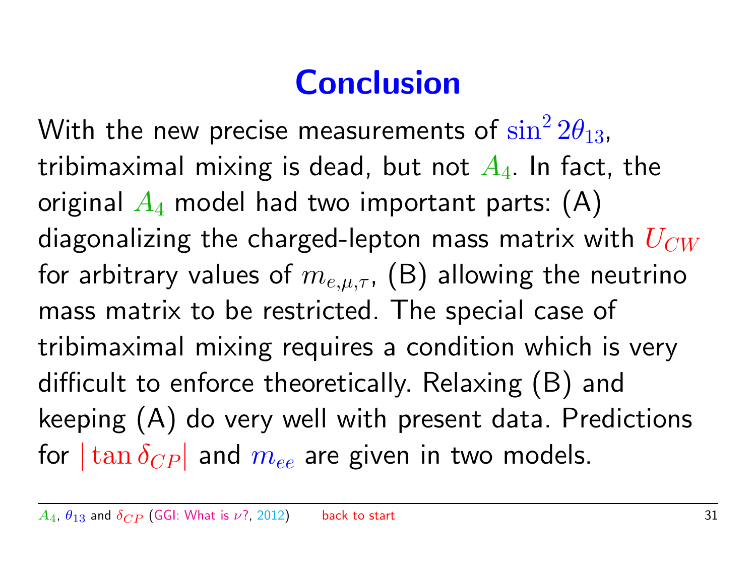# Conclusion

With the new precise measurements of $\sin^2 2\theta_{13}$, tribimaximal mixing is dead, but not $A_4$. In fact, the original $A_4$ model had two important parts: (A) diagonalizing the charged-lepton mass matrix with $U_{CW}$ for arbitrary values of $m_{e,\mu,\tau}$, (B) allowing the neutrino mass matrix to be restricted. The special case of tribimaximal mixing requires a condition which is very difficult to enforce theoretically. Relaxing (B) and keeping (A) do very well with present data. Predictions for $|\tan \delta_{CP}|$ and $m_{ee}$ are given in two models.